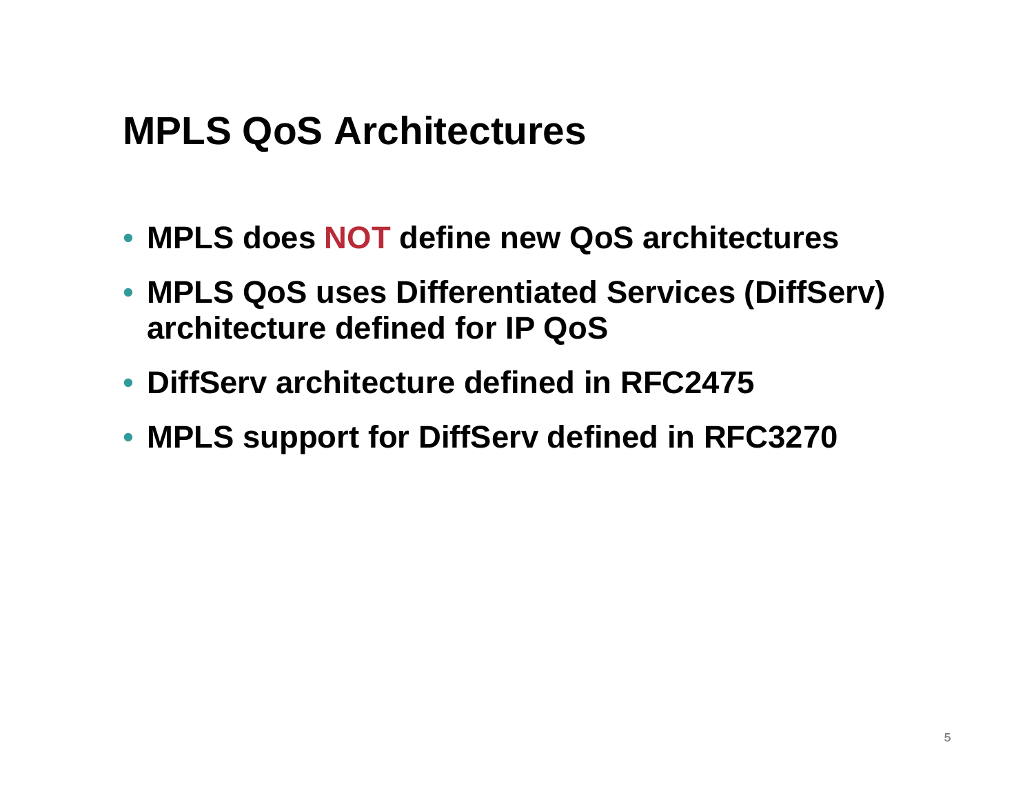# MPLS QoS Architectures

- **MPLS does NOT define new QoS architectures**
- **MPLS QoS uses Differentiated Services (DiffServ) architecture defined for IP QoS**
- **DiffServ architecture defined in RFC2475**
- **MPLS support for DiffServ defined in RFC3270**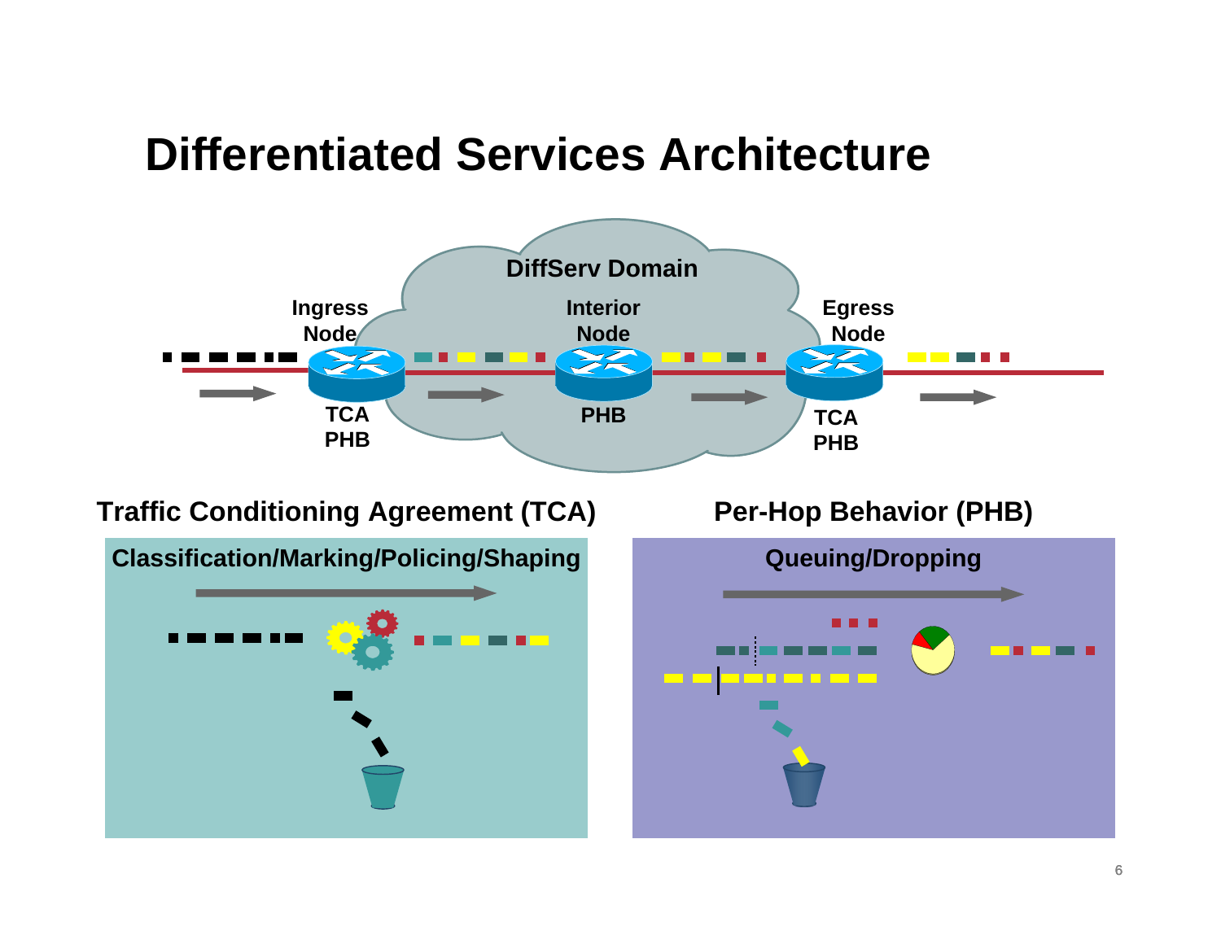# Differentiated Services Architecture

DiffServ Domain

Ingress Node

Interior Node

Egress Node

TCA
PHB

PHB

TCA
PHB

## Traffic Conditioning Agreement (TCA)

Classification/Marking/Policing/Shaping

## Per-Hop Behavior (PHB)

Queuing/Dropping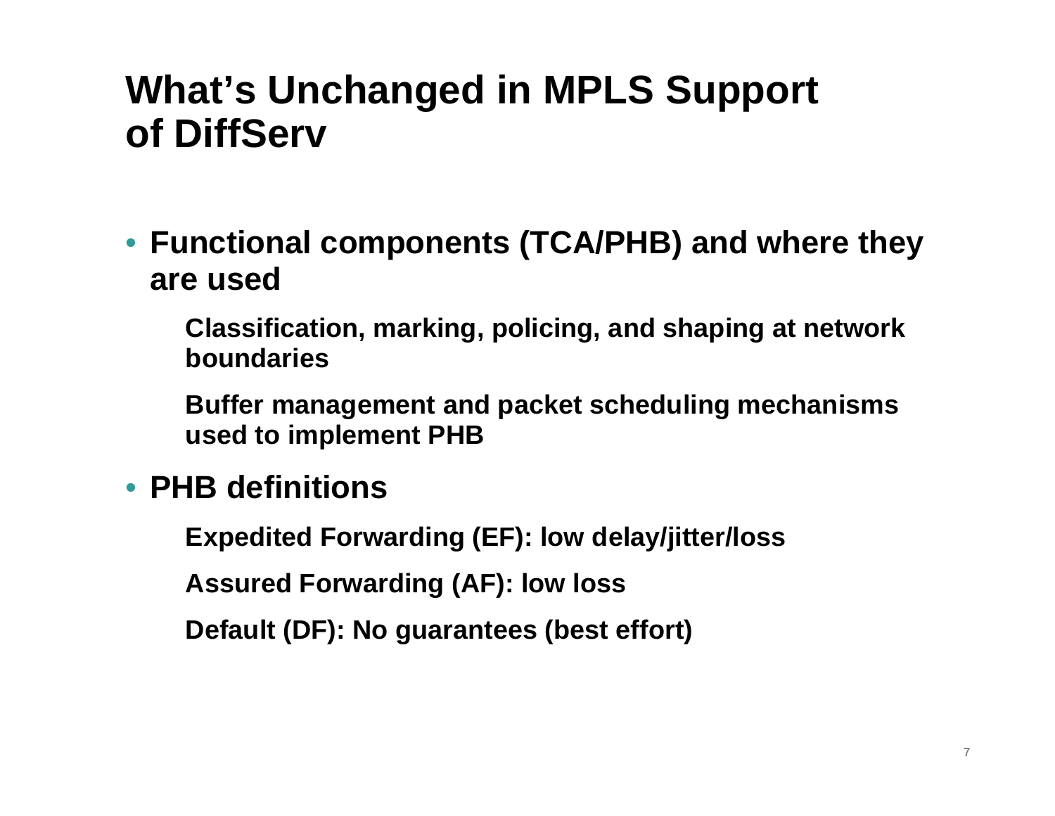# What's Unchanged in MPLS Support of DiffServ

- **Functional components (TCA/PHB) and where they are used**
  - **Classification, marking, policing, and shaping at network boundaries**
  - **Buffer management and packet scheduling mechanisms used to implement PHB**
- **PHB definitions**
  - **Expedited Forwarding (EF): low delay/jitter/loss**
  - **Assured Forwarding (AF): low loss**
  - **Default (DF): No guarantees (best effort)**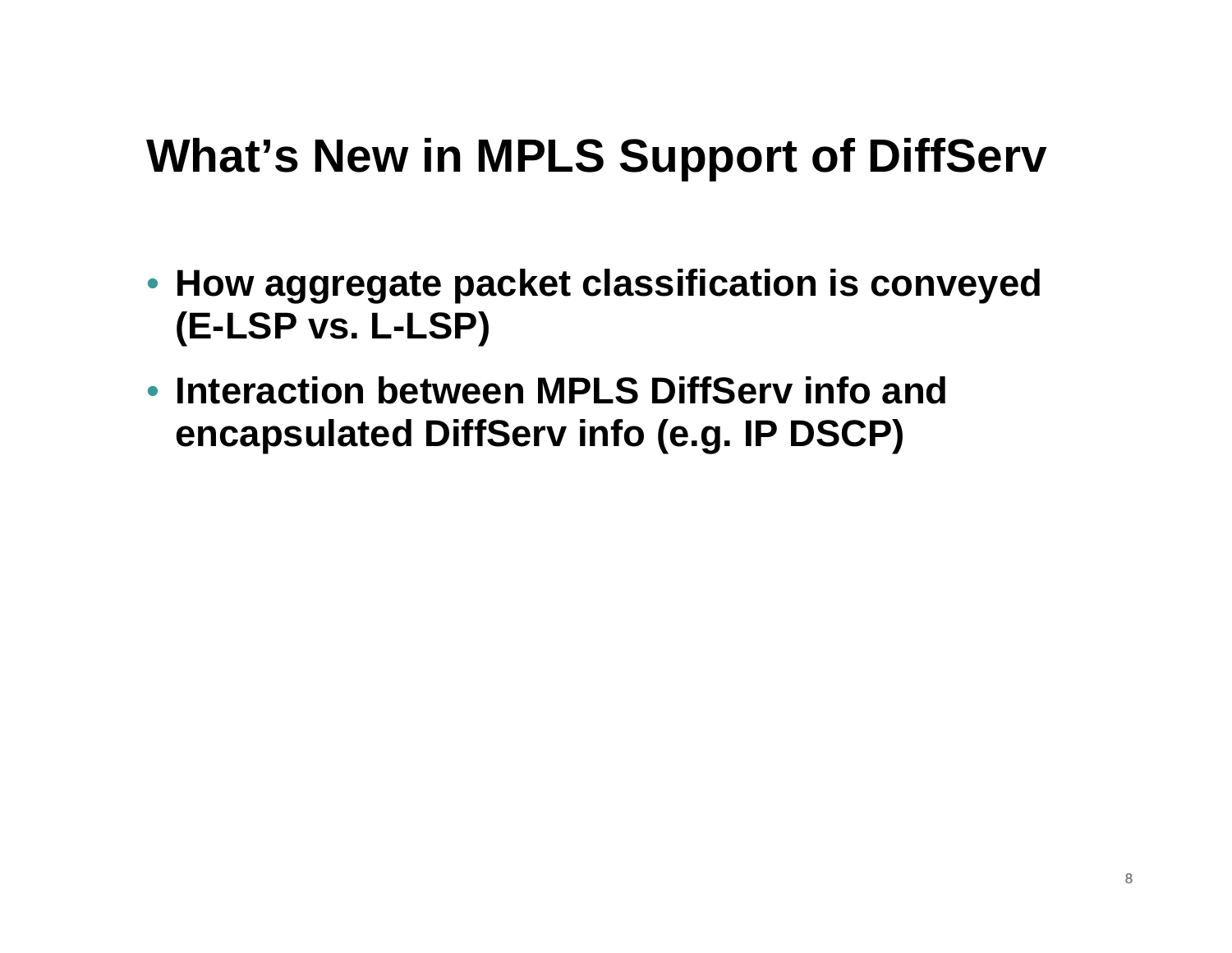# What's New in MPLS Support of DiffServ

- How aggregate packet classification is conveyed (E-LSP vs. L-LSP)
- Interaction between MPLS DiffServ info and encapsulated DiffServ info (e.g. IP DSCP)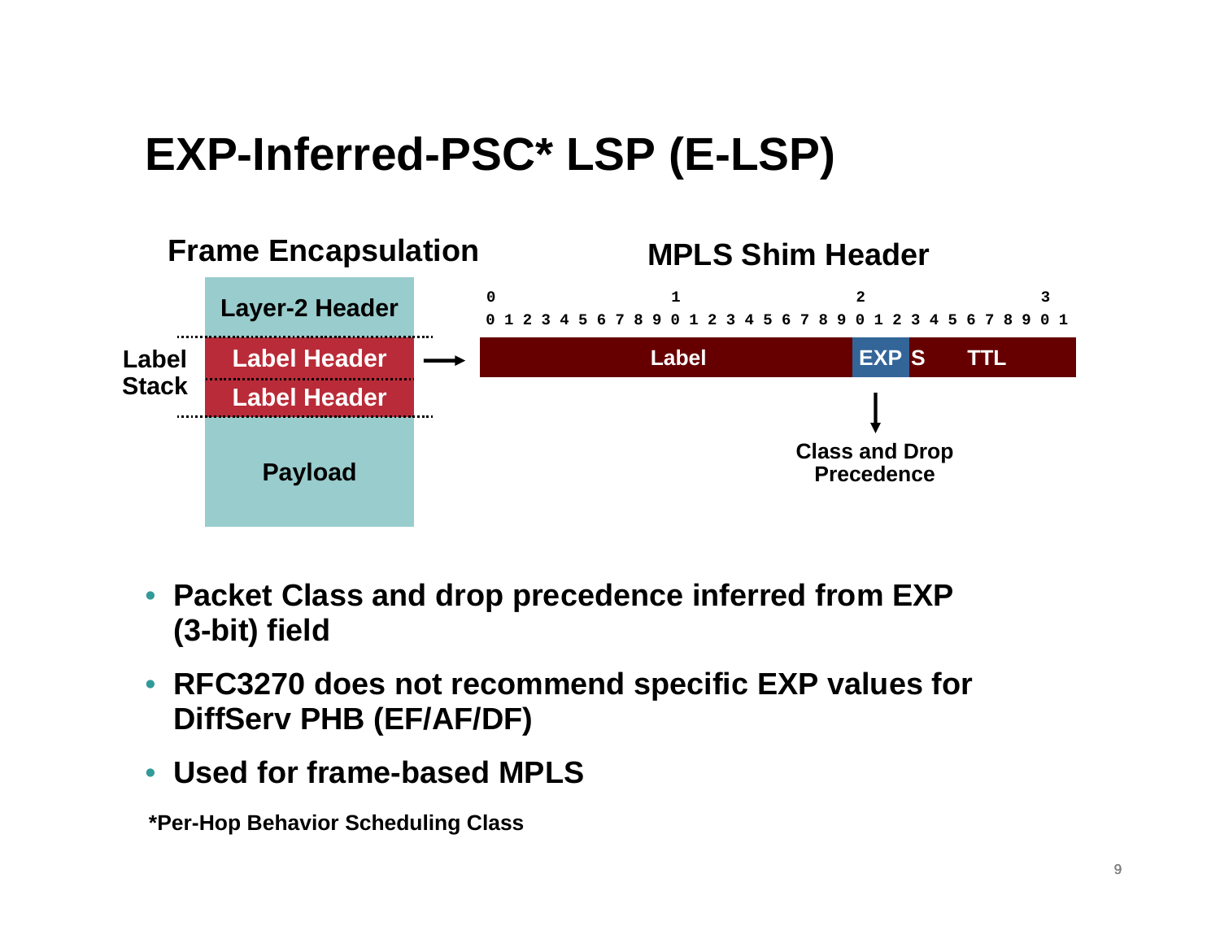# EXP-Inferred-PSC* LSP (E-LSP)

**Frame Encapsulation**

| |
|---|
| Layer-2 Header |
| Label Header |
| Label Header |
| Payload |

Label Stack

**MPLS Shim Header**

```
0                   1                   2                   3
0 1 2 3 4 5 6 7 8 9 0 1 2 3 4 5 6 7 8 9 0 1 2 3 4 5 6 7 8 9 0 1
```

| Label | EXP | S | TTL |
|---|---|---|---|

Class and Drop Precedence

- **Packet Class and drop precedence inferred from EXP (3-bit) field**
- **RFC3270 does not recommend specific EXP values for DiffServ PHB (EF/AF/DF)**
- **Used for frame-based MPLS**

***Per-Hop Behavior Scheduling Class**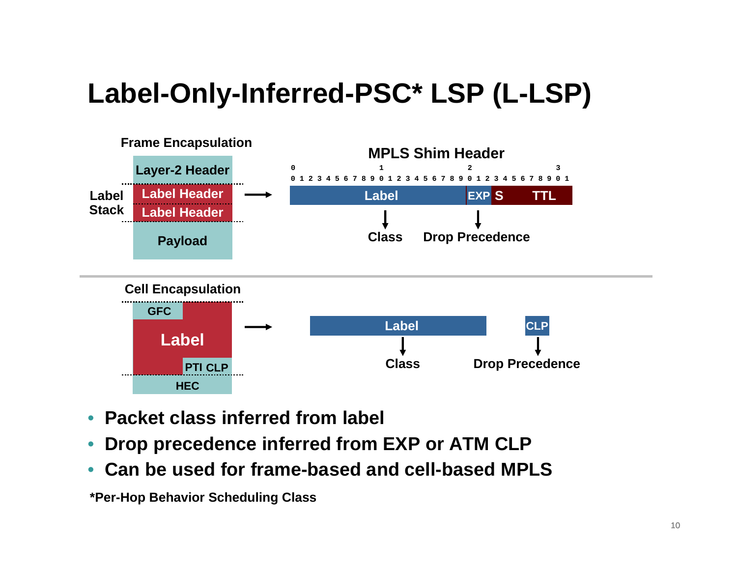# Label-Only-Inferred-PSC* LSP (L-LSP)

**Frame Encapsulation**

| Label Stack | |
|---|---|
| | Layer-2 Header |
| Label Stack | Label Header |
| | Label Header |
| | Payload |

**MPLS Shim Header**

| Bits 0–19 | Bits 20–22 | Bit 23 | Bits 24–31 |
|---|---|---|---|
| Label | EXP | S | TTL |

- Label → Class
- EXP → Drop Precedence

**Cell Encapsulation**

| GFC | Label | PTI CLP | HEC |
|---|---|---|---|

- Label → Class
- CLP → Drop Precedence

- **Packet class inferred from label**
- **Drop precedence inferred from EXP or ATM CLP**
- **Can be used for frame-based and cell-based MPLS**

***Per-Hop Behavior Scheduling Class**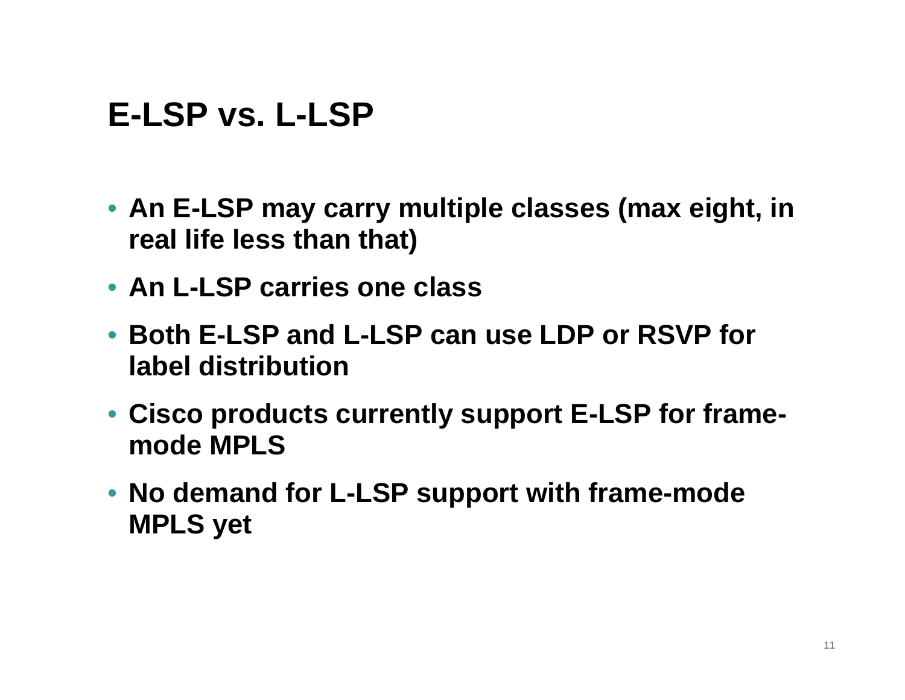# E-LSP vs. L-LSP

- An E-LSP may carry multiple classes (max eight, in real life less than that)
- An L-LSP carries one class
- Both E-LSP and L-LSP can use LDP or RSVP for label distribution
- Cisco products currently support E-LSP for frame-mode MPLS
- No demand for L-LSP support with frame-mode MPLS yet